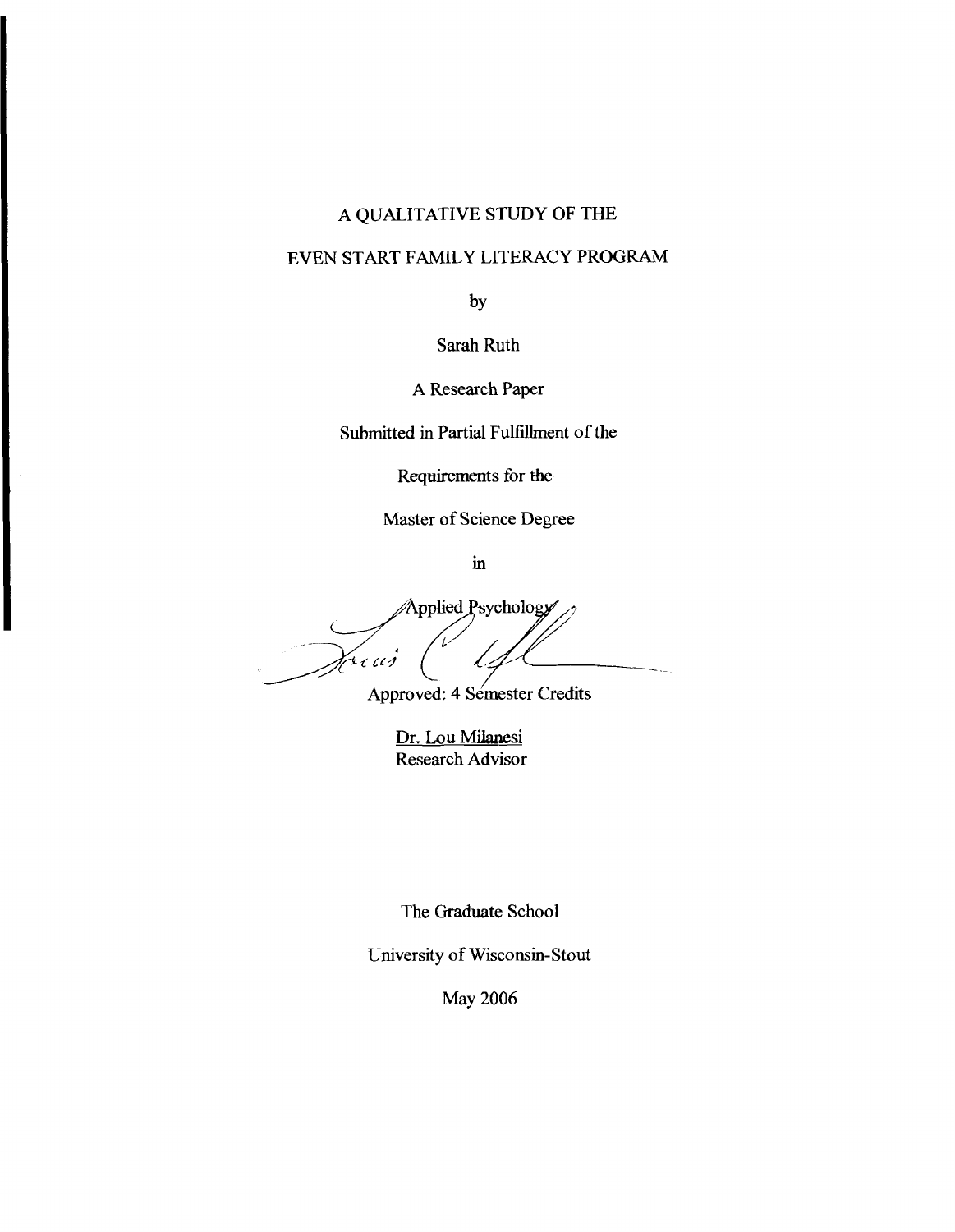# A QUALITATIVE STUDY OF THE EVEN START FAMILY LITERACY PROGRAM

by

Sarah Ruth

A Research Paper

Submitted in Partial Fulfillment of the

Requirements for the

Master of Science Degree

in

Applied Psychology

Approved: 4 Semester Credits

Dr. Lou Milanesi
Research Advisor

The Graduate School

University of Wisconsin-Stout

May 2006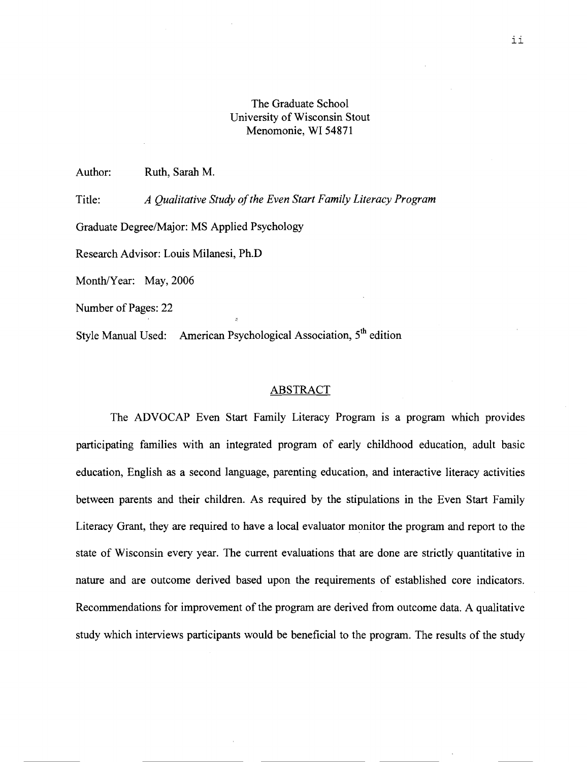The Graduate School
University of Wisconsin Stout
Menomonie, WI 54871

Author: Ruth, Sarah M.

Title: *A Qualitative Study of the Even Start Family Literacy Program*

Graduate Degree/Major: MS Applied Psychology

Research Advisor: Louis Milanesi, Ph.D

Month/Year: May, 2006

Number of Pages: 22

Style Manual Used: American Psychological Association, 5th edition

## ABSTRACT

The ADVOCAP Even Start Family Literacy Program is a program which provides participating families with an integrated program of early childhood education, adult basic education, English as a second language, parenting education, and interactive literacy activities between parents and their children. As required by the stipulations in the Even Start Family Literacy Grant, they are required to have a local evaluator monitor the program and report to the state of Wisconsin every year. The current evaluations that are done are strictly quantitative in nature and are outcome derived based upon the requirements of established core indicators. Recommendations for improvement of the program are derived from outcome data. A qualitative study which interviews participants would be beneficial to the program. The results of the study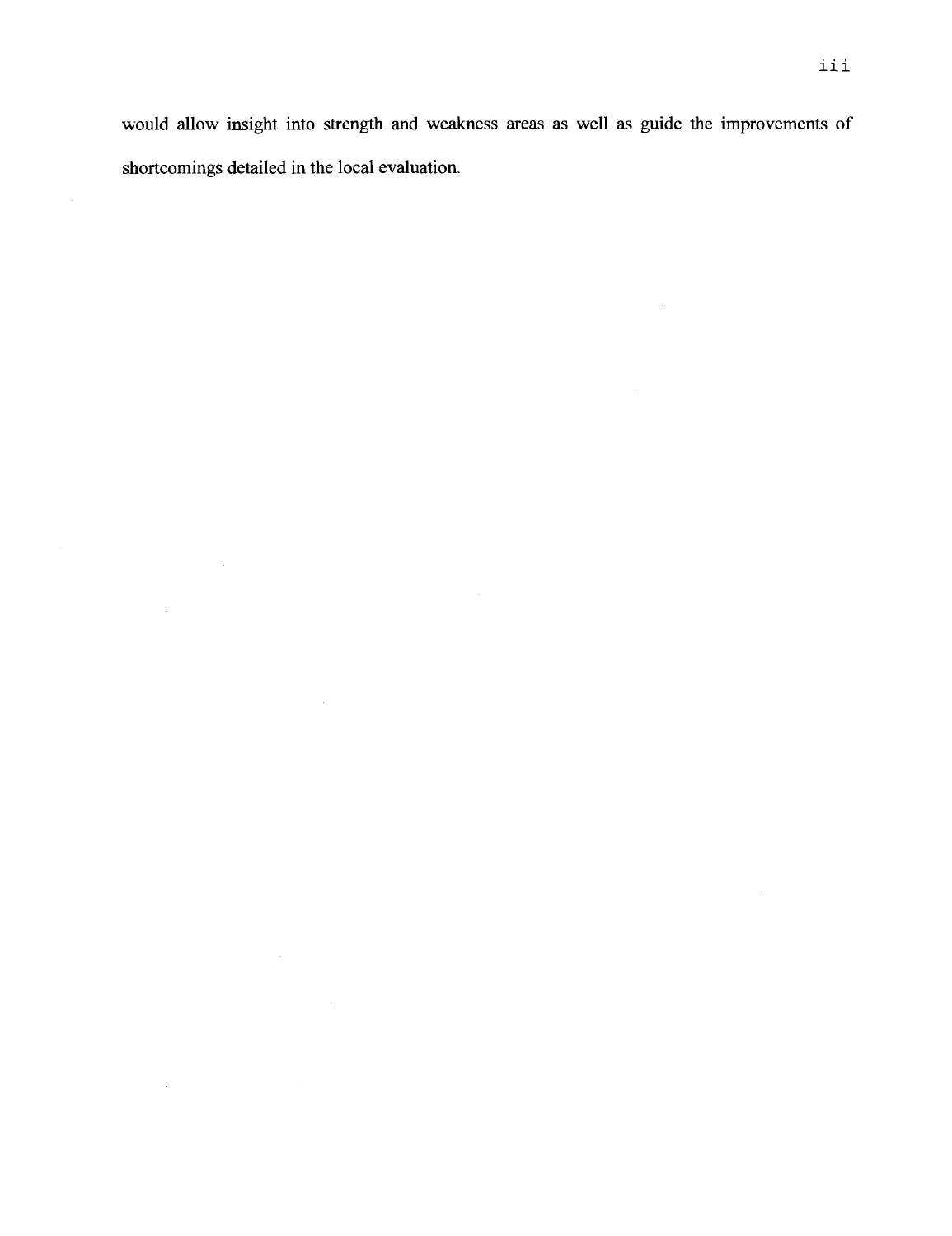would allow insight into strength and weakness areas as well as guide the improvements of shortcomings detailed in the local evaluation.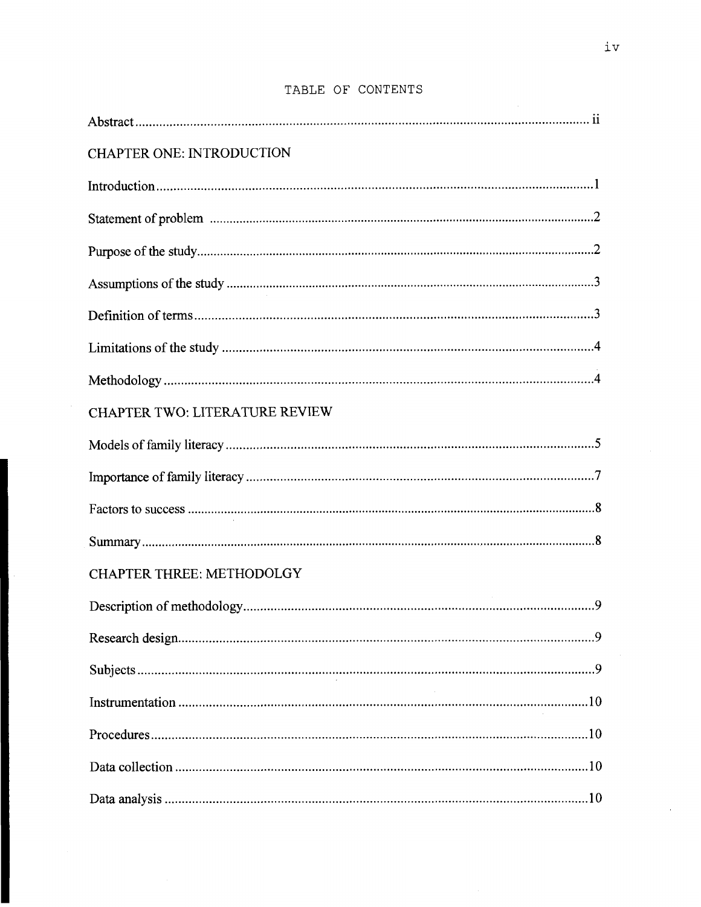# TABLE OF CONTENTS

Abstract .................................................................................................................... ii

CHAPTER ONE: INTRODUCTION

Introduction .................................................................................................................1

Statement of problem ..................................................................................................2

Purpose of the study ....................................................................................................2

Assumptions of the study .............................................................................................3

Definition of terms .......................................................................................................3

Limitations of the study ................................................................................................4

Methodology ...............................................................................................................4

CHAPTER TWO: LITERATURE REVIEW

Models of family literacy ..............................................................................................5

Importance of family literacy ........................................................................................7

Factors to success .......................................................................................................8

Summary ....................................................................................................................8

CHAPTER THREE: METHODOLGY

Description of methodology ..........................................................................................9

Research design ...........................................................................................................9

Subjects ......................................................................................................................9

Instrumentation ..........................................................................................................10

Procedures ................................................................................................................10

Data collection ...........................................................................................................10

Data analysis .............................................................................................................10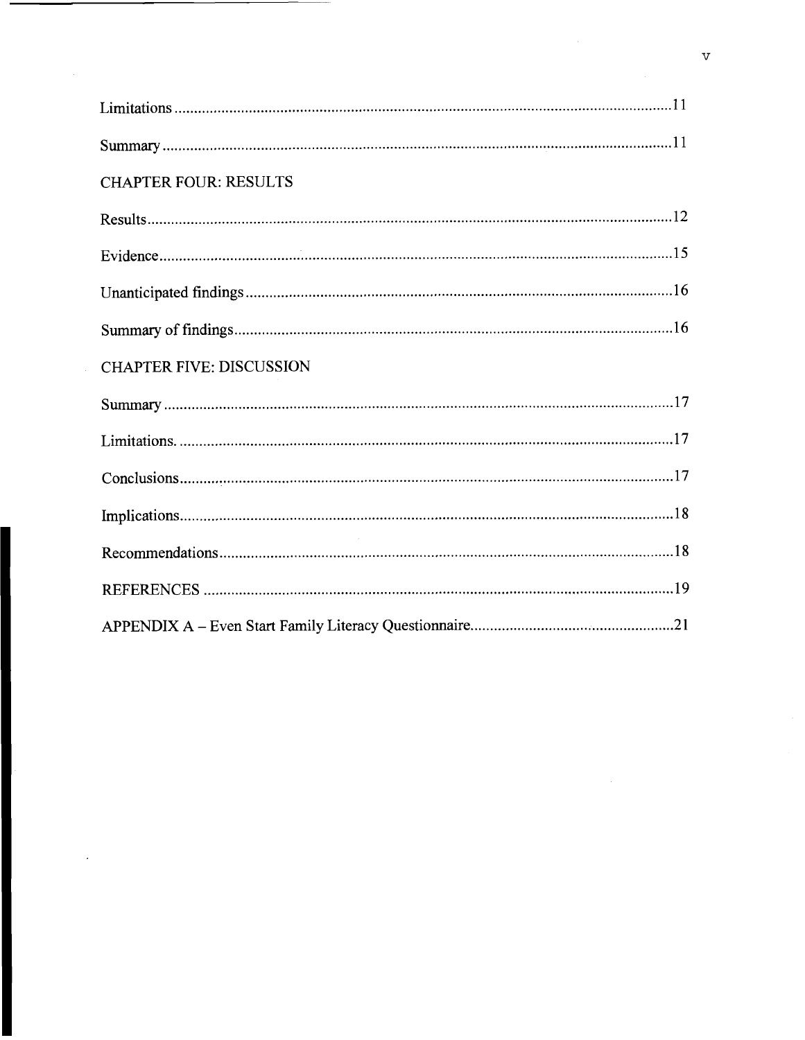Limitations ....................................................................................................................11

Summary ........................................................................................................................11

CHAPTER FOUR: RESULTS

Results ...........................................................................................................................12

Evidence ........................................................................................................................15

Unanticipated findings ...................................................................................................16

Summary of findings ......................................................................................................16

CHAPTER FIVE: DISCUSSION

Summary .......................................................................................................................17

Limitations. ....................................................................................................................17

Conclusions ...................................................................................................................17

Implications ...................................................................................................................18

Recommendations .........................................................................................................18

REFERENCES ..............................................................................................................19

APPENDIX A – Even Start Family Literacy Questionnaire ...........................................21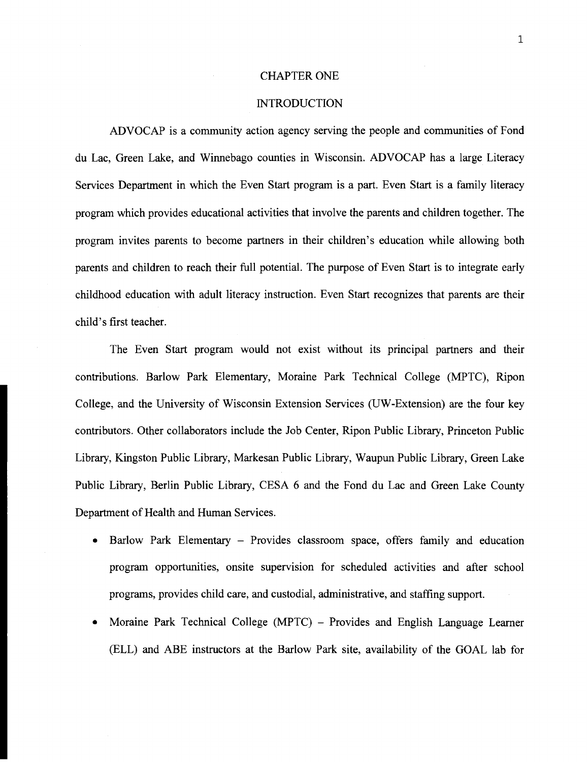# CHAPTER ONE

## INTRODUCTION

ADVOCAP is a community action agency serving the people and communities of Fond du Lac, Green Lake, and Winnebago counties in Wisconsin. ADVOCAP has a large Literacy Services Department in which the Even Start program is a part. Even Start is a family literacy program which provides educational activities that involve the parents and children together. The program invites parents to become partners in their children's education while allowing both parents and children to reach their full potential. The purpose of Even Start is to integrate early childhood education with adult literacy instruction. Even Start recognizes that parents are their child's first teacher.

The Even Start program would not exist without its principal partners and their contributions. Barlow Park Elementary, Moraine Park Technical College (MPTC), Ripon College, and the University of Wisconsin Extension Services (UW-Extension) are the four key contributors. Other collaborators include the Job Center, Ripon Public Library, Princeton Public Library, Kingston Public Library, Markesan Public Library, Waupun Public Library, Green Lake Public Library, Berlin Public Library, CESA 6 and the Fond du Lac and Green Lake County Department of Health and Human Services.

- Barlow Park Elementary – Provides classroom space, offers family and education program opportunities, onsite supervision for scheduled activities and after school programs, provides child care, and custodial, administrative, and staffing support.
- Moraine Park Technical College (MPTC) – Provides and English Language Learner (ELL) and ABE instructors at the Barlow Park site, availability of the GOAL lab for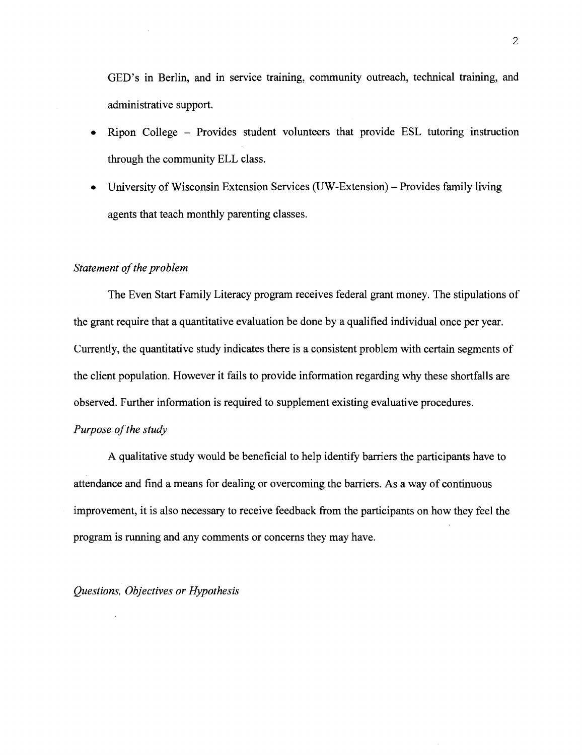GED's in Berlin, and in service training, community outreach, technical training, and administrative support.

- Ripon College – Provides student volunteers that provide ESL tutoring instruction through the community ELL class.
- University of Wisconsin Extension Services (UW-Extension) – Provides family living agents that teach monthly parenting classes.

*Statement of the problem*

The Even Start Family Literacy program receives federal grant money. The stipulations of the grant require that a quantitative evaluation be done by a qualified individual once per year. Currently, the quantitative study indicates there is a consistent problem with certain segments of the client population. However it fails to provide information regarding why these shortfalls are observed. Further information is required to supplement existing evaluative procedures.

*Purpose of the study*

A qualitative study would be beneficial to help identify barriers the participants have to attendance and find a means for dealing or overcoming the barriers. As a way of continuous improvement, it is also necessary to receive feedback from the participants on how they feel the program is running and any comments or concerns they may have.

*Questions, Objectives or Hypothesis*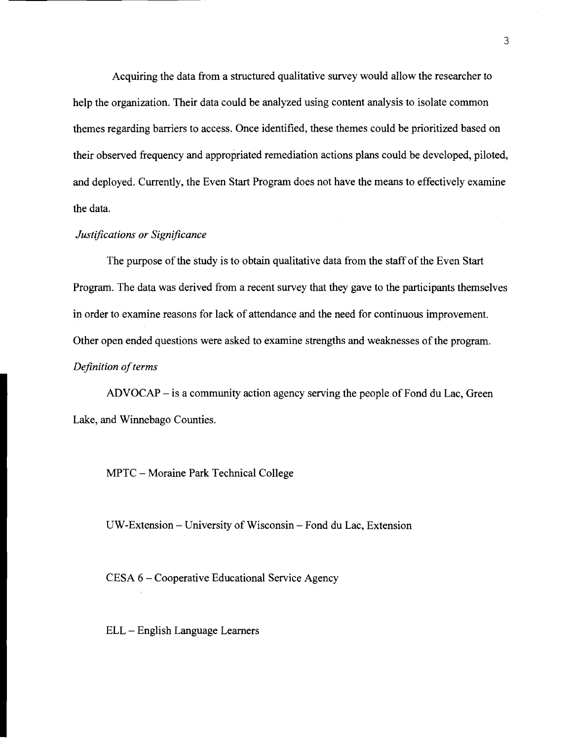Acquiring the data from a structured qualitative survey would allow the researcher to help the organization. Their data could be analyzed using content analysis to isolate common themes regarding barriers to access. Once identified, these themes could be prioritized based on their observed frequency and appropriated remediation actions plans could be developed, piloted, and deployed. Currently, the Even Start Program does not have the means to effectively examine the data.

*Justifications or Significance*

The purpose of the study is to obtain qualitative data from the staff of the Even Start Program. The data was derived from a recent survey that they gave to the participants themselves in order to examine reasons for lack of attendance and the need for continuous improvement. Other open ended questions were asked to examine strengths and weaknesses of the program.

*Definition of terms*

ADVOCAP – is a community action agency serving the people of Fond du Lac, Green Lake, and Winnebago Counties.

MPTC – Moraine Park Technical College

UW-Extension – University of Wisconsin – Fond du Lac, Extension

CESA 6 – Cooperative Educational Service Agency

ELL – English Language Learners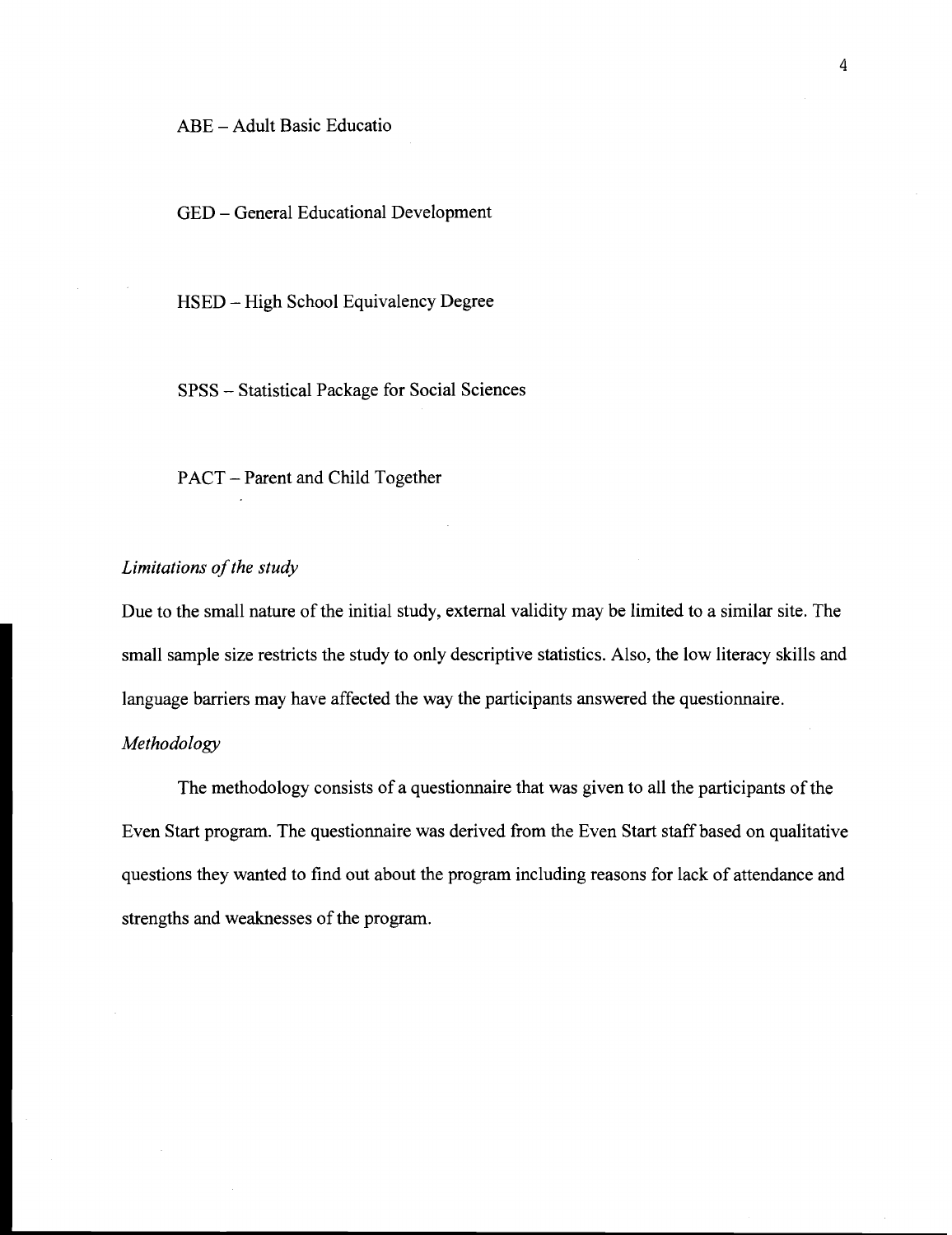ABE – Adult Basic Educatio

GED – General Educational Development

HSED – High School Equivalency Degree

SPSS – Statistical Package for Social Sciences

PACT – Parent and Child Together

*Limitations of the study*

Due to the small nature of the initial study, external validity may be limited to a similar site. The small sample size restricts the study to only descriptive statistics. Also, the low literacy skills and language barriers may have affected the way the participants answered the questionnaire.

*Methodology*

The methodology consists of a questionnaire that was given to all the participants of the Even Start program. The questionnaire was derived from the Even Start staff based on qualitative questions they wanted to find out about the program including reasons for lack of attendance and strengths and weaknesses of the program.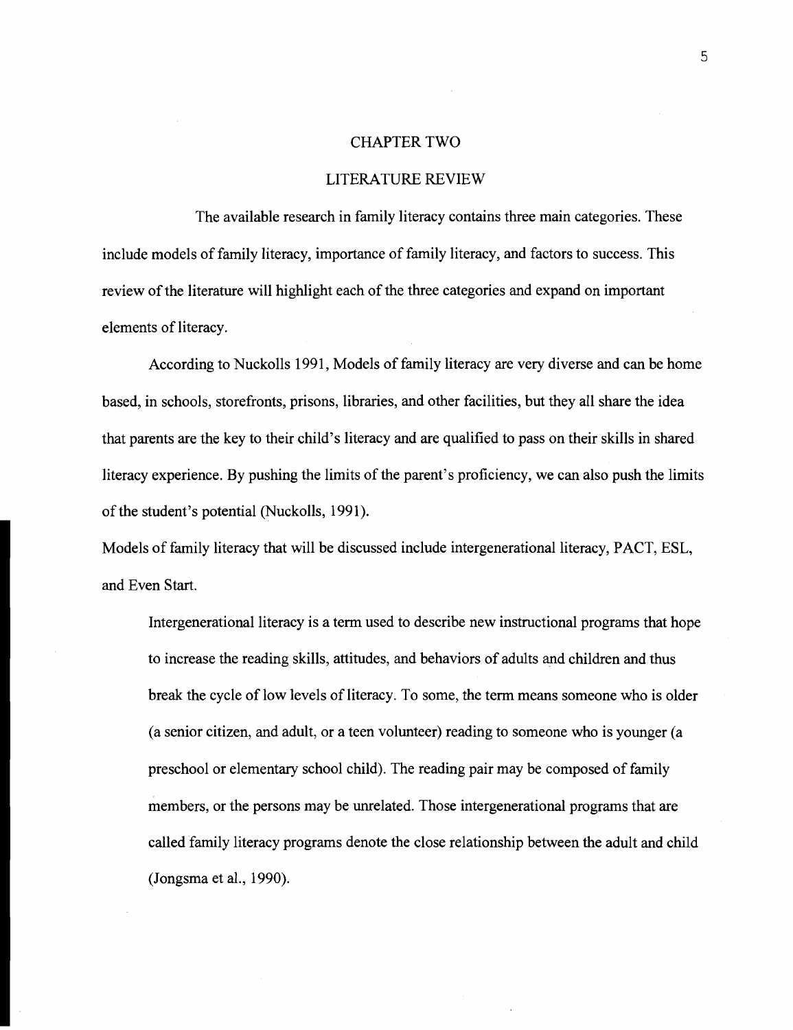# CHAPTER TWO

## LITERATURE REVIEW

The available research in family literacy contains three main categories. These include models of family literacy, importance of family literacy, and factors to success. This review of the literature will highlight each of the three categories and expand on important elements of literacy.

According to Nuckolls 1991, Models of family literacy are very diverse and can be home based, in schools, storefronts, prisons, libraries, and other facilities, but they all share the idea that parents are the key to their child's literacy and are qualified to pass on their skills in shared literacy experience. By pushing the limits of the parent's proficiency, we can also push the limits of the student's potential (Nuckolls, 1991).

Models of family literacy that will be discussed include intergenerational literacy, PACT, ESL, and Even Start.

> Intergenerational literacy is a term used to describe new instructional programs that hope to increase the reading skills, attitudes, and behaviors of adults and children and thus break the cycle of low levels of literacy. To some, the term means someone who is older (a senior citizen, and adult, or a teen volunteer) reading to someone who is younger (a preschool or elementary school child). The reading pair may be composed of family members, or the persons may be unrelated. Those intergenerational programs that are called family literacy programs denote the close relationship between the adult and child (Jongsma et al., 1990).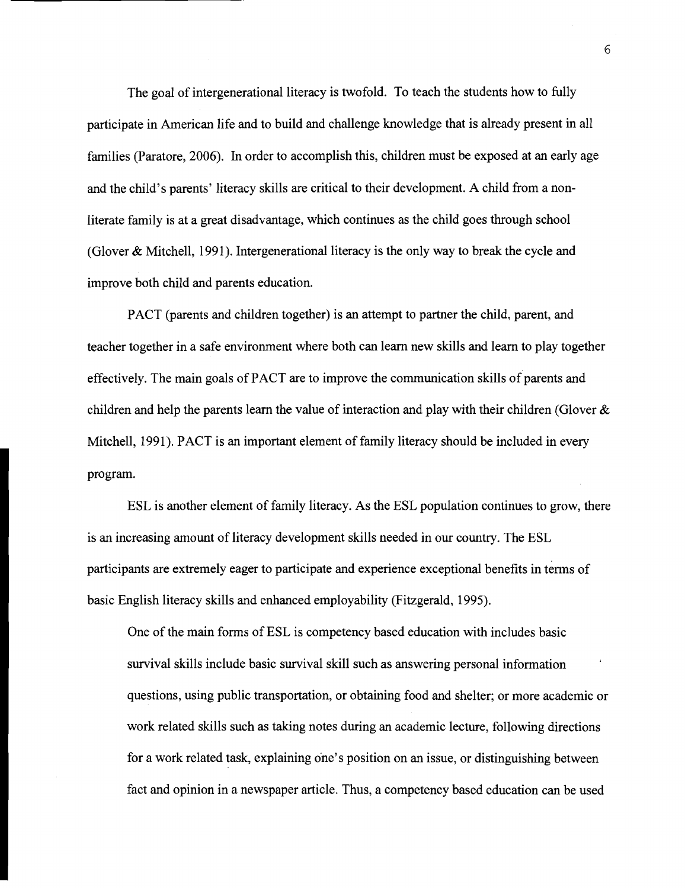The goal of intergenerational literacy is twofold. To teach the students how to fully participate in American life and to build and challenge knowledge that is already present in all families (Paratore, 2006). In order to accomplish this, children must be exposed at an early age and the child's parents' literacy skills are critical to their development. A child from a non-literate family is at a great disadvantage, which continues as the child goes through school (Glover & Mitchell, 1991). Intergenerational literacy is the only way to break the cycle and improve both child and parents education.

PACT (parents and children together) is an attempt to partner the child, parent, and teacher together in a safe environment where both can learn new skills and learn to play together effectively. The main goals of PACT are to improve the communication skills of parents and children and help the parents learn the value of interaction and play with their children (Glover & Mitchell, 1991). PACT is an important element of family literacy should be included in every program.

ESL is another element of family literacy. As the ESL population continues to grow, there is an increasing amount of literacy development skills needed in our country. The ESL participants are extremely eager to participate and experience exceptional benefits in terms of basic English literacy skills and enhanced employability (Fitzgerald, 1995).

> One of the main forms of ESL is competency based education with includes basic survival skills include basic survival skill such as answering personal information questions, using public transportation, or obtaining food and shelter; or more academic or work related skills such as taking notes during an academic lecture, following directions for a work related task, explaining one's position on an issue, or distinguishing between fact and opinion in a newspaper article. Thus, a competency based education can be used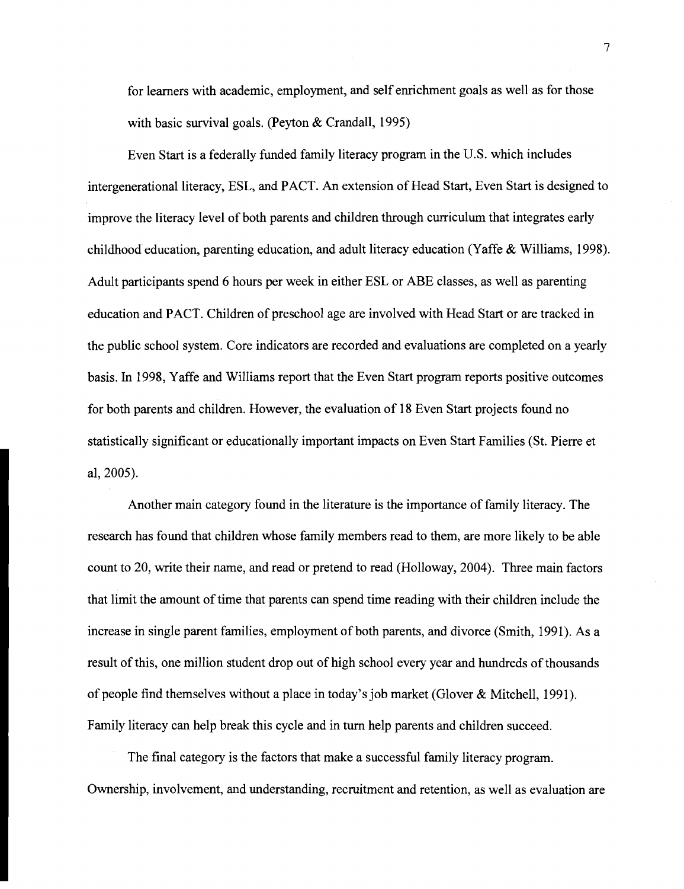for learners with academic, employment, and self enrichment goals as well as for those with basic survival goals. (Peyton & Crandall, 1995)

Even Start is a federally funded family literacy program in the U.S. which includes intergenerational literacy, ESL, and PACT. An extension of Head Start, Even Start is designed to improve the literacy level of both parents and children through curriculum that integrates early childhood education, parenting education, and adult literacy education (Yaffe & Williams, 1998). Adult participants spend 6 hours per week in either ESL or ABE classes, as well as parenting education and PACT. Children of preschool age are involved with Head Start or are tracked in the public school system. Core indicators are recorded and evaluations are completed on a yearly basis. In 1998, Yaffe and Williams report that the Even Start program reports positive outcomes for both parents and children. However, the evaluation of 18 Even Start projects found no statistically significant or educationally important impacts on Even Start Families (St. Pierre et al, 2005).

Another main category found in the literature is the importance of family literacy. The research has found that children whose family members read to them, are more likely to be able count to 20, write their name, and read or pretend to read (Holloway, 2004). Three main factors that limit the amount of time that parents can spend time reading with their children include the increase in single parent families, employment of both parents, and divorce (Smith, 1991). As a result of this, one million student drop out of high school every year and hundreds of thousands of people find themselves without a place in today's job market (Glover & Mitchell, 1991). Family literacy can help break this cycle and in turn help parents and children succeed.

The final category is the factors that make a successful family literacy program. Ownership, involvement, and understanding, recruitment and retention, as well as evaluation are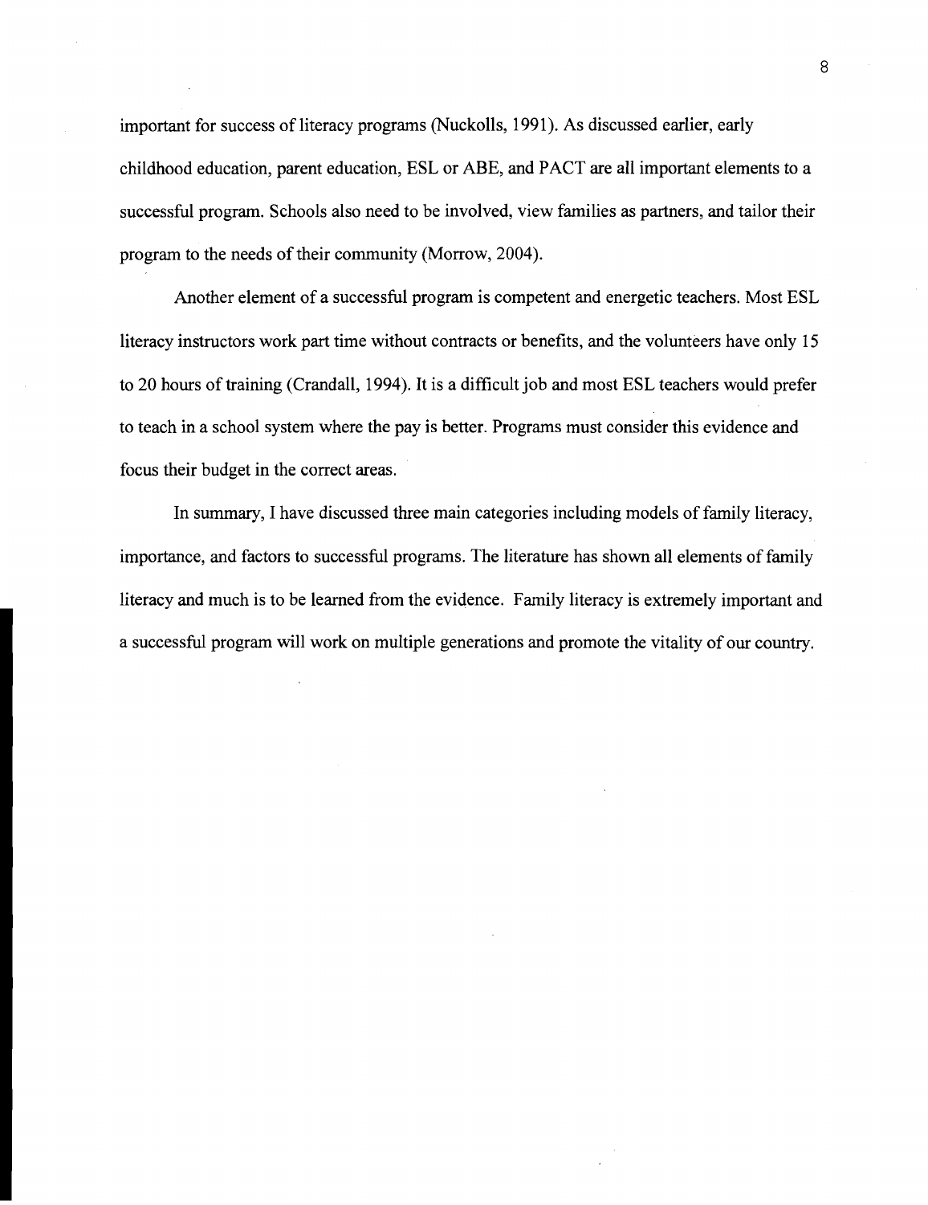important for success of literacy programs (Nuckolls, 1991). As discussed earlier, early childhood education, parent education, ESL or ABE, and PACT are all important elements to a successful program. Schools also need to be involved, view families as partners, and tailor their program to the needs of their community (Morrow, 2004).

Another element of a successful program is competent and energetic teachers. Most ESL literacy instructors work part time without contracts or benefits, and the volunteers have only 15 to 20 hours of training (Crandall, 1994). It is a difficult job and most ESL teachers would prefer to teach in a school system where the pay is better. Programs must consider this evidence and focus their budget in the correct areas.

In summary, I have discussed three main categories including models of family literacy, importance, and factors to successful programs. The literature has shown all elements of family literacy and much is to be learned from the evidence. Family literacy is extremely important and a successful program will work on multiple generations and promote the vitality of our country.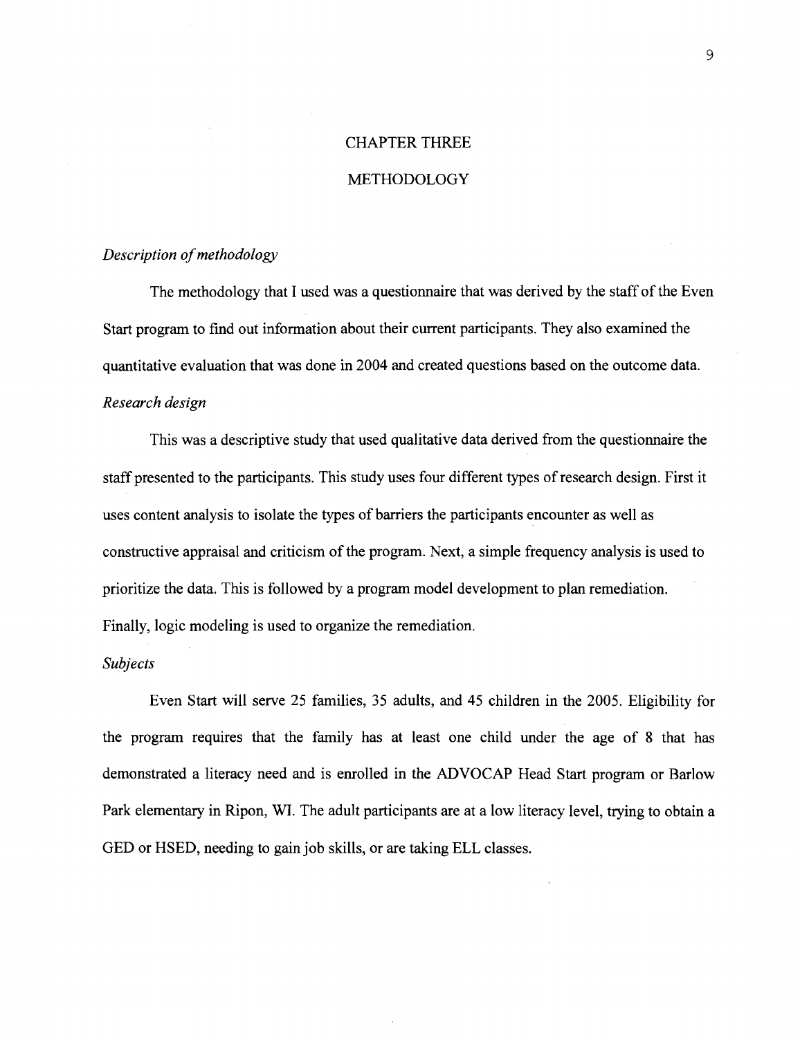# CHAPTER THREE

# METHODOLOGY

*Description of methodology*

The methodology that I used was a questionnaire that was derived by the staff of the Even Start program to find out information about their current participants. They also examined the quantitative evaluation that was done in 2004 and created questions based on the outcome data.

*Research design*

This was a descriptive study that used qualitative data derived from the questionnaire the staff presented to the participants. This study uses four different types of research design. First it uses content analysis to isolate the types of barriers the participants encounter as well as constructive appraisal and criticism of the program. Next, a simple frequency analysis is used to prioritize the data. This is followed by a program model development to plan remediation. Finally, logic modeling is used to organize the remediation.

*Subjects*

Even Start will serve 25 families, 35 adults, and 45 children in the 2005. Eligibility for the program requires that the family has at least one child under the age of 8 that has demonstrated a literacy need and is enrolled in the ADVOCAP Head Start program or Barlow Park elementary in Ripon, WI. The adult participants are at a low literacy level, trying to obtain a GED or HSED, needing to gain job skills, or are taking ELL classes.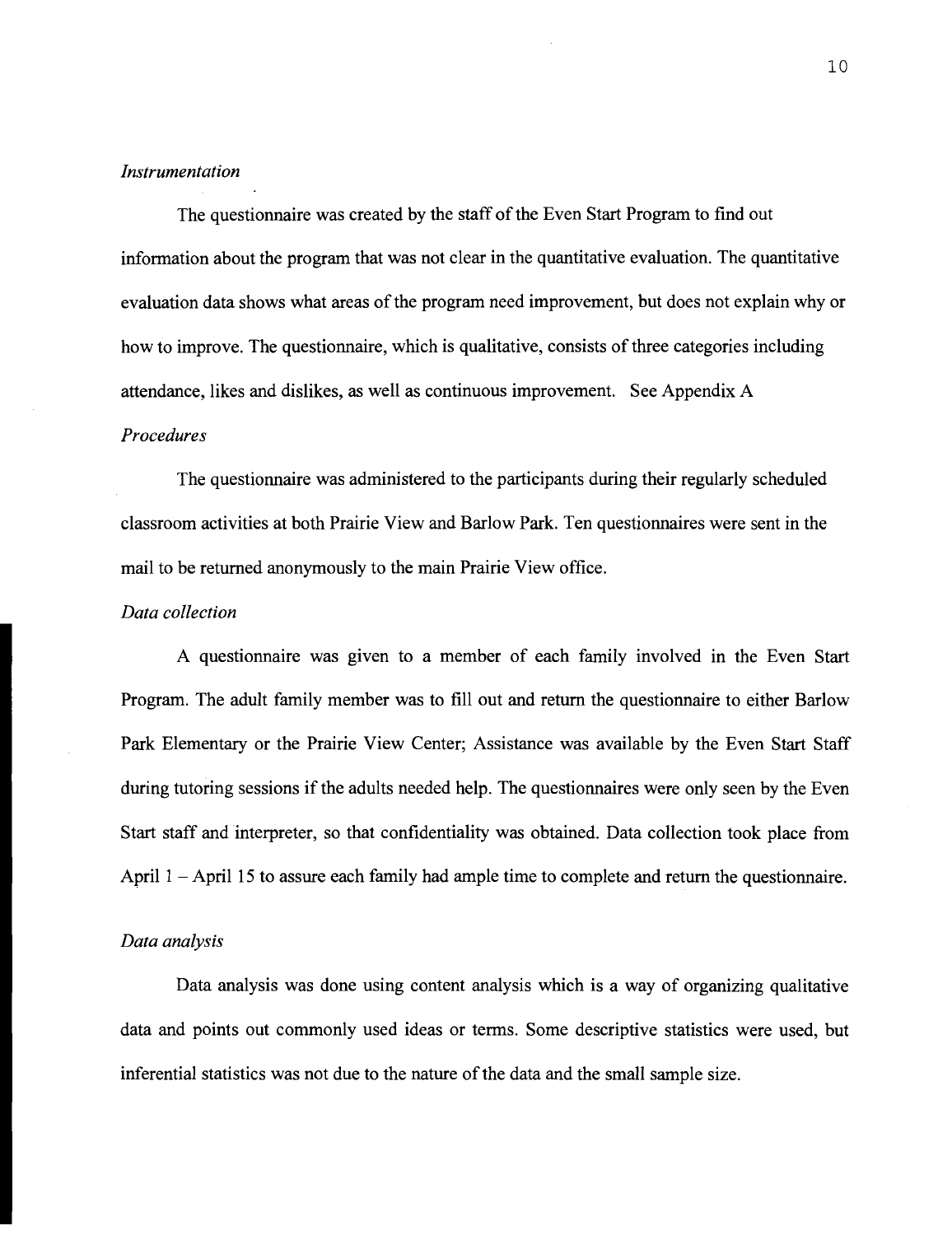*Instrumentation*

The questionnaire was created by the staff of the Even Start Program to find out information about the program that was not clear in the quantitative evaluation. The quantitative evaluation data shows what areas of the program need improvement, but does not explain why or how to improve. The questionnaire, which is qualitative, consists of three categories including attendance, likes and dislikes, as well as continuous improvement. See Appendix A

*Procedures*

The questionnaire was administered to the participants during their regularly scheduled classroom activities at both Prairie View and Barlow Park. Ten questionnaires were sent in the mail to be returned anonymously to the main Prairie View office.

*Data collection*

A questionnaire was given to a member of each family involved in the Even Start Program. The adult family member was to fill out and return the questionnaire to either Barlow Park Elementary or the Prairie View Center; Assistance was available by the Even Start Staff during tutoring sessions if the adults needed help. The questionnaires were only seen by the Even Start staff and interpreter, so that confidentiality was obtained. Data collection took place from April 1 – April 15 to assure each family had ample time to complete and return the questionnaire.

*Data analysis*

Data analysis was done using content analysis which is a way of organizing qualitative data and points out commonly used ideas or terms. Some descriptive statistics were used, but inferential statistics was not due to the nature of the data and the small sample size.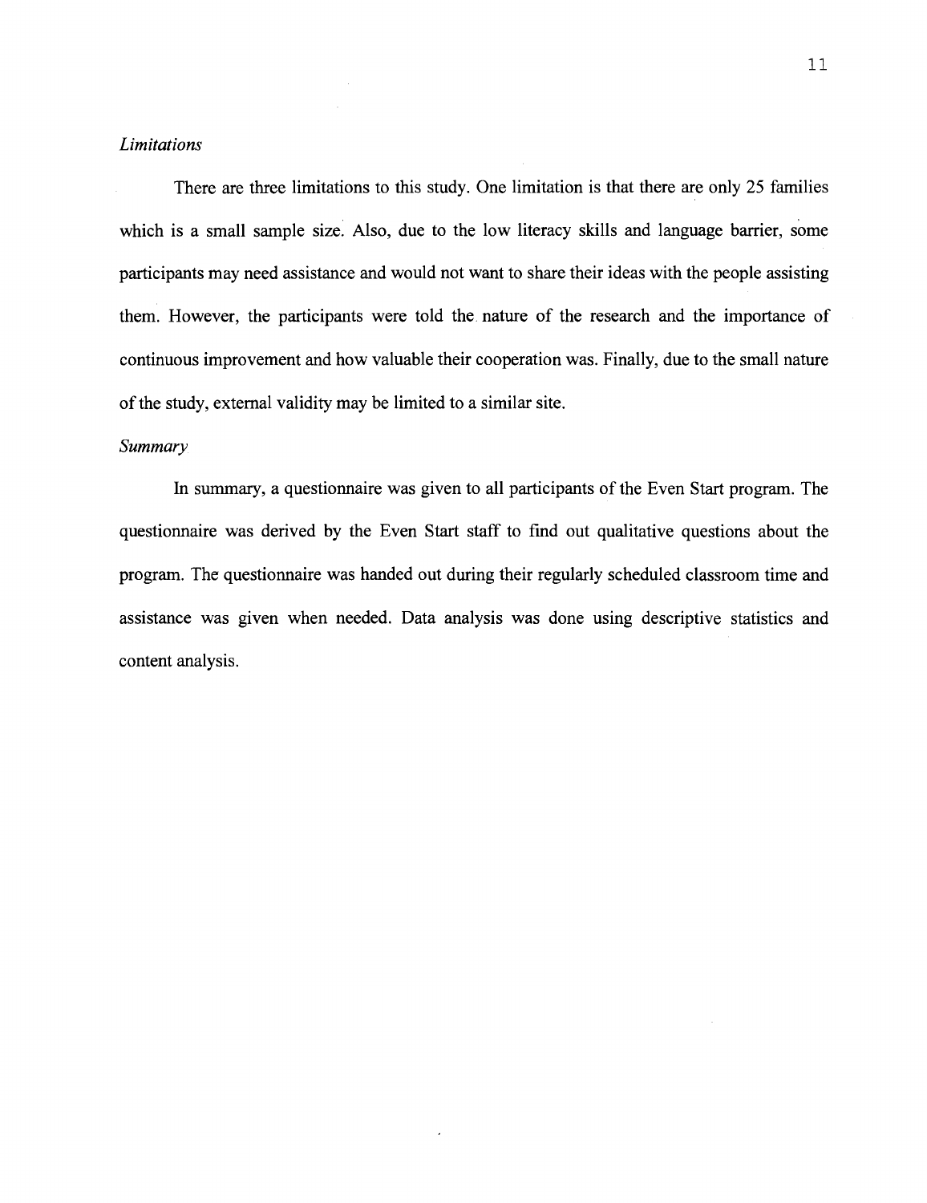*Limitations*

There are three limitations to this study. One limitation is that there are only 25 families which is a small sample size. Also, due to the low literacy skills and language barrier, some participants may need assistance and would not want to share their ideas with the people assisting them. However, the participants were told the nature of the research and the importance of continuous improvement and how valuable their cooperation was. Finally, due to the small nature of the study, external validity may be limited to a similar site.

*Summary*

In summary, a questionnaire was given to all participants of the Even Start program. The questionnaire was derived by the Even Start staff to find out qualitative questions about the program. The questionnaire was handed out during their regularly scheduled classroom time and assistance was given when needed. Data analysis was done using descriptive statistics and content analysis.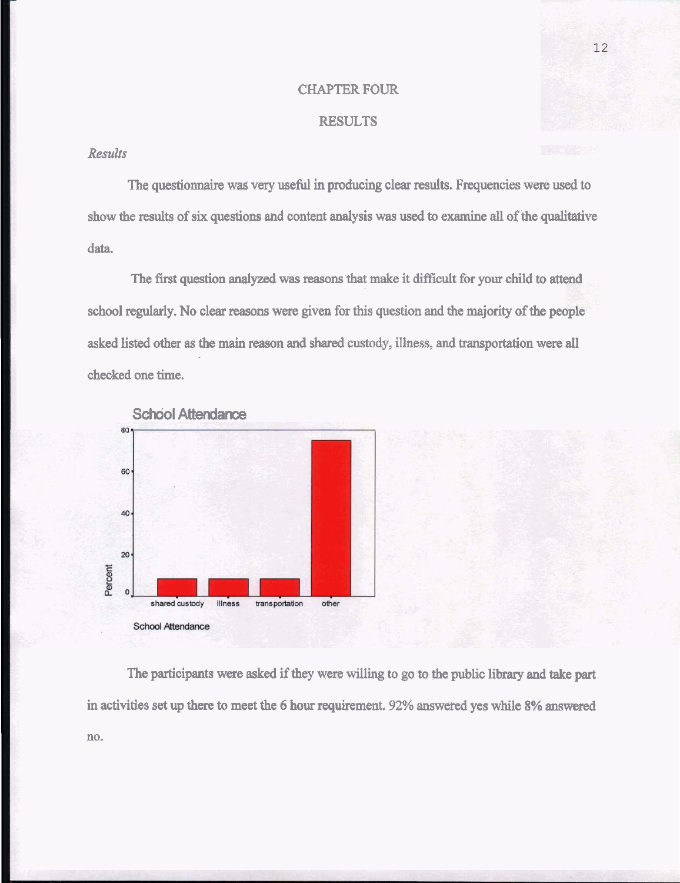# CHAPTER FOUR

## RESULTS

*Results*

The questionnaire was very useful in producing clear results. Frequencies were used to show the results of six questions and content analysis was used to examine all of the qualitative data.

The first question analyzed was reasons that make it difficult for your child to attend school regularly. No clear reasons were given for this question and the majority of the people asked listed other as the main reason and shared custody, illness, and transportation were all checked one time.

The participants were asked if they were willing to go to the public library and take part in activities set up there to meet the 6 hour requirement. 92% answered yes while 8% answered no.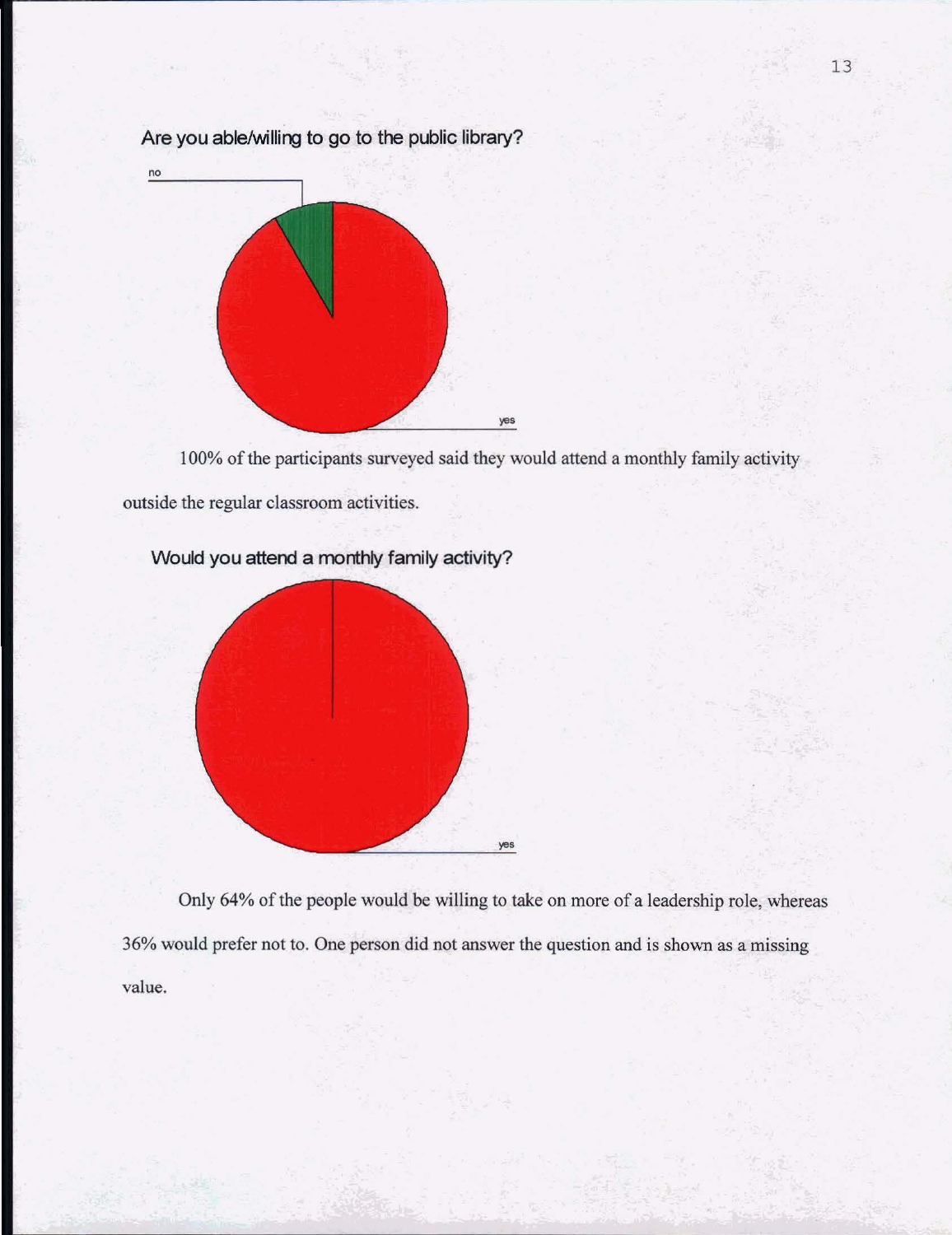Are you able/willing to go to the public library?

no

yes

100% of the participants surveyed said they would attend a monthly family activity outside the regular classroom activities.

Would you attend a monthly family activity?

yes

Only 64% of the people would be willing to take on more of a leadership role, whereas 36% would prefer not to. One person did not answer the question and is shown as a missing value.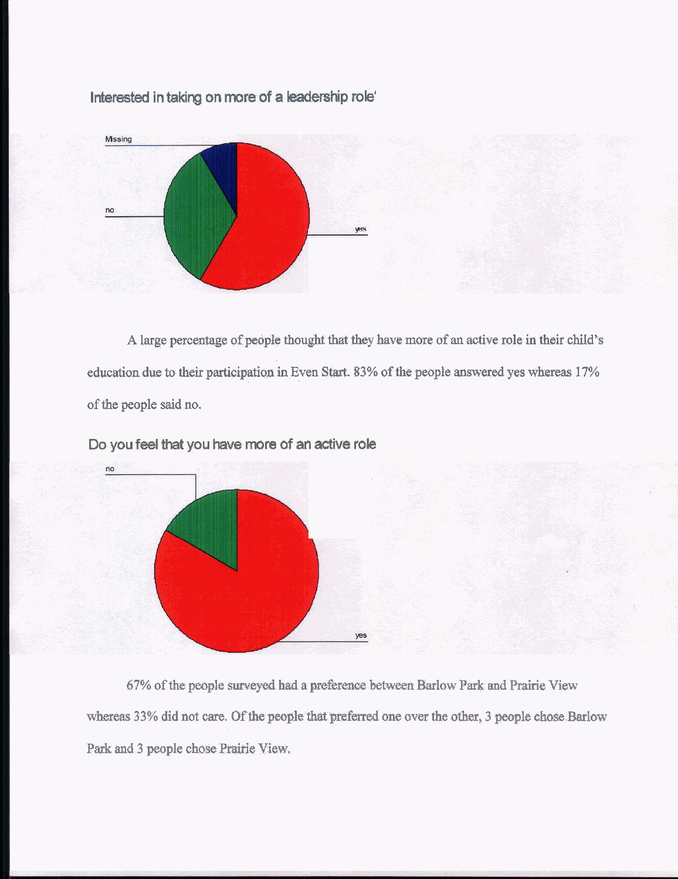Interested in taking on more of a leadership role'

Missing

no

yes

A large percentage of people thought that they have more of an active role in their child's education due to their participation in Even Start. 83% of the people answered yes whereas 17% of the people said no.

Do you feel that you have more of an active role

no

yes

67% of the people surveyed had a preference between Barlow Park and Prairie View whereas 33% did not care. Of the people that preferred one over the other, 3 people chose Barlow Park and 3 people chose Prairie View.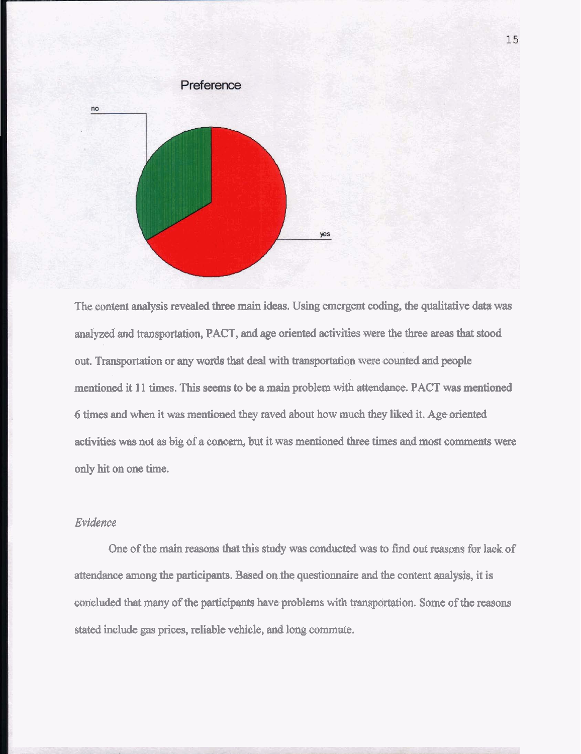Preference

no

yes

The content analysis revealed three main ideas. Using emergent coding, the qualitative data was analyzed and transportation, PACT, and age oriented activities were the three areas that stood out. Transportation or any words that deal with transportation were counted and people mentioned it 11 times. This seems to be a main problem with attendance. PACT was mentioned 6 times and when it was mentioned they raved about how much they liked it. Age oriented activities was not as big of a concern, but it was mentioned three times and most comments were only hit on one time.

*Evidence*

One of the main reasons that this study was conducted was to find out reasons for lack of attendance among the participants. Based on the questionnaire and the content analysis, it is concluded that many of the participants have problems with transportation. Some of the reasons stated include gas prices, reliable vehicle, and long commute.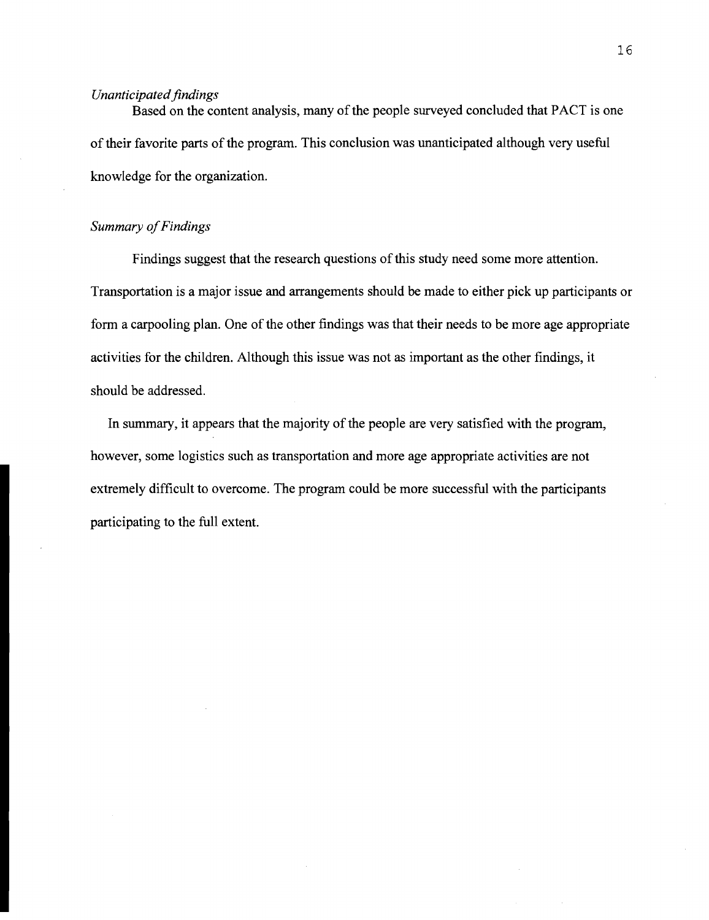*Unanticipated findings*

Based on the content analysis, many of the people surveyed concluded that PACT is one of their favorite parts of the program. This conclusion was unanticipated although very useful knowledge for the organization.

*Summary of Findings*

Findings suggest that the research questions of this study need some more attention. Transportation is a major issue and arrangements should be made to either pick up participants or form a carpooling plan. One of the other findings was that their needs to be more age appropriate activities for the children. Although this issue was not as important as the other findings, it should be addressed.

In summary, it appears that the majority of the people are very satisfied with the program, however, some logistics such as transportation and more age appropriate activities are not extremely difficult to overcome. The program could be more successful with the participants participating to the full extent.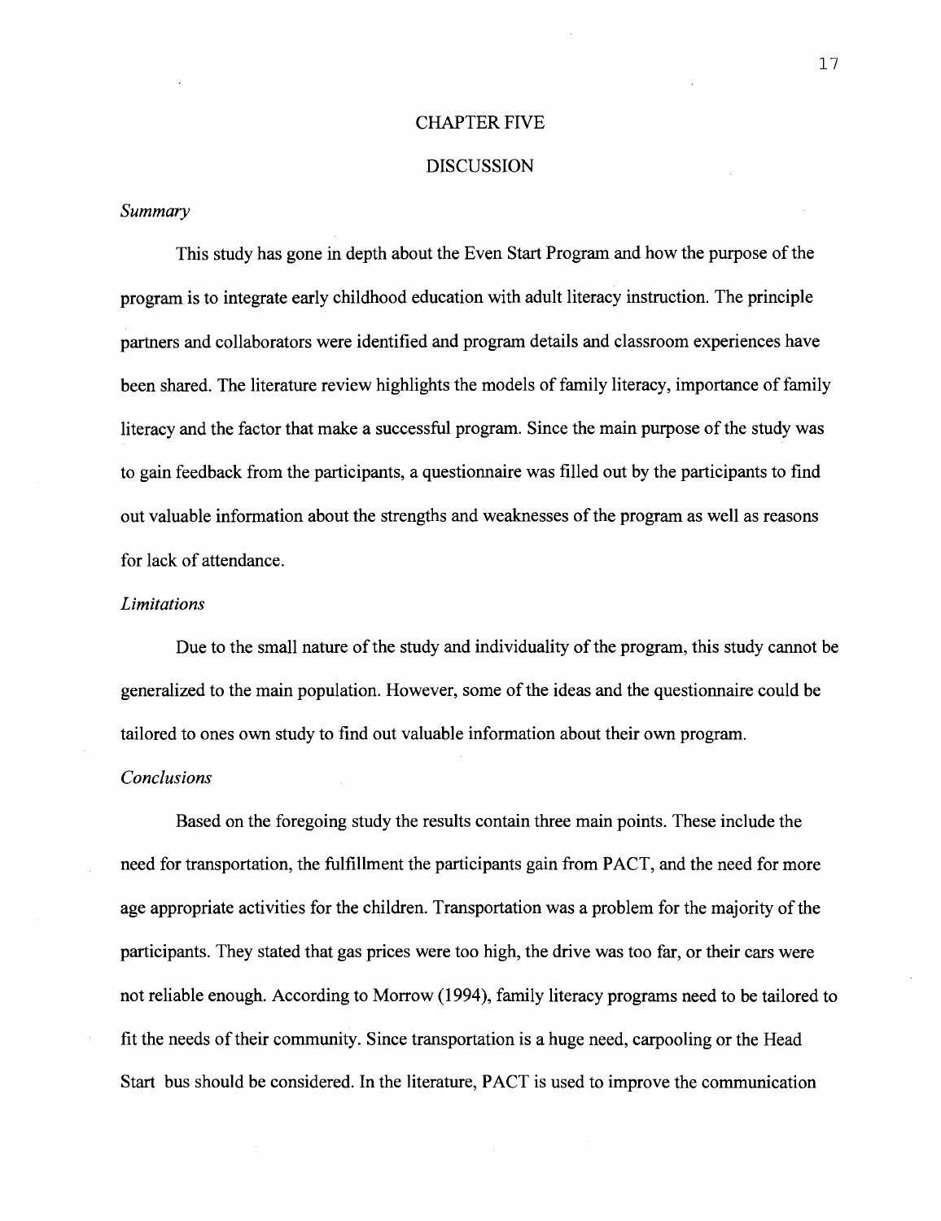# CHAPTER FIVE

# DISCUSSION

*Summary*

This study has gone in depth about the Even Start Program and how the purpose of the program is to integrate early childhood education with adult literacy instruction. The principle partners and collaborators were identified and program details and classroom experiences have been shared. The literature review highlights the models of family literacy, importance of family literacy and the factor that make a successful program. Since the main purpose of the study was to gain feedback from the participants, a questionnaire was filled out by the participants to find out valuable information about the strengths and weaknesses of the program as well as reasons for lack of attendance.

*Limitations*

Due to the small nature of the study and individuality of the program, this study cannot be generalized to the main population. However, some of the ideas and the questionnaire could be tailored to ones own study to find out valuable information about their own program.

*Conclusions*

Based on the foregoing study the results contain three main points. These include the need for transportation, the fulfillment the participants gain from PACT, and the need for more age appropriate activities for the children. Transportation was a problem for the majority of the participants. They stated that gas prices were too high, the drive was too far, or their cars were not reliable enough. According to Morrow (1994), family literacy programs need to be tailored to fit the needs of their community. Since transportation is a huge need, carpooling or the Head Start bus should be considered. In the literature, PACT is used to improve the communication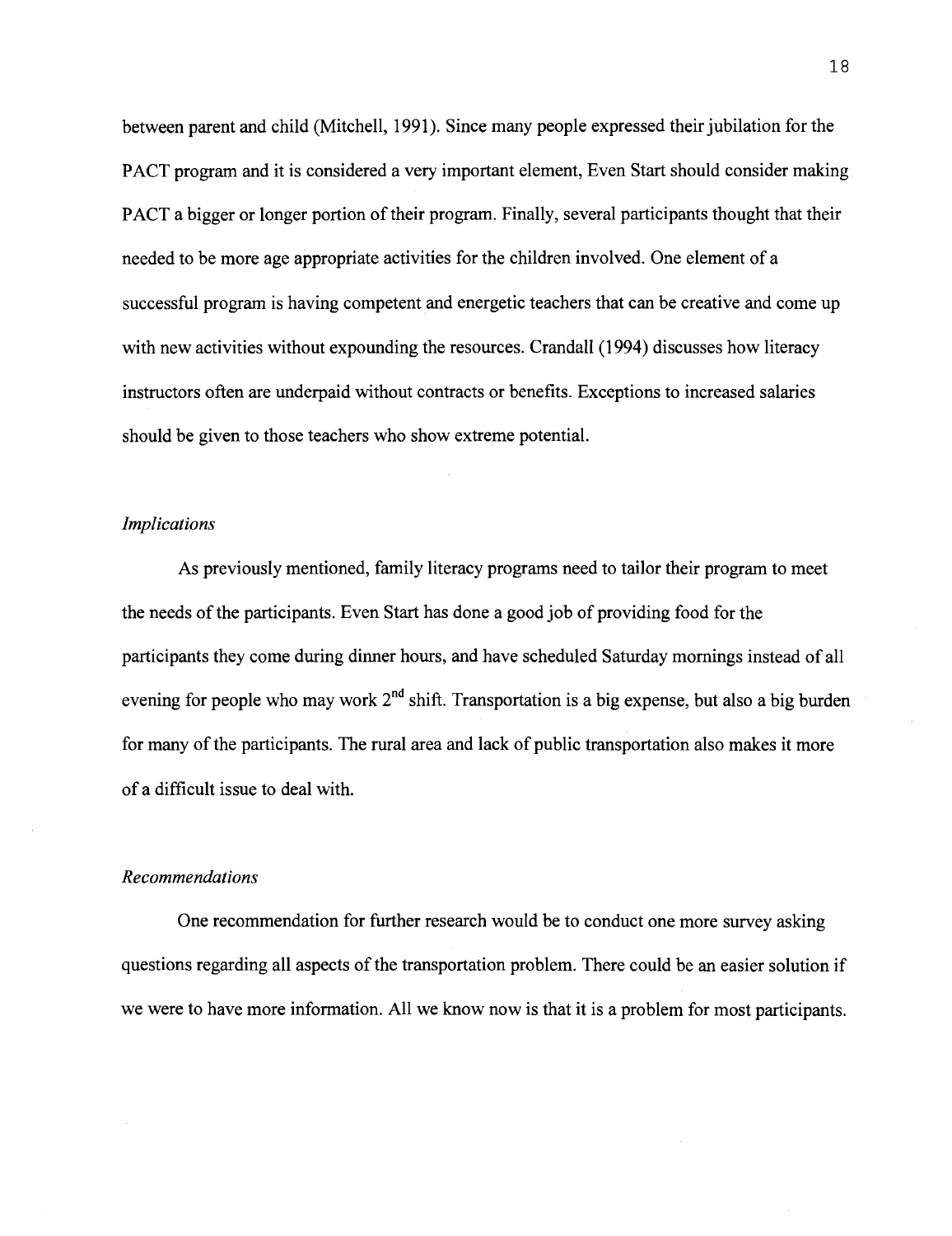between parent and child (Mitchell, 1991). Since many people expressed their jubilation for the PACT program and it is considered a very important element, Even Start should consider making PACT a bigger or longer portion of their program. Finally, several participants thought that their needed to be more age appropriate activities for the children involved. One element of a successful program is having competent and energetic teachers that can be creative and come up with new activities without expounding the resources. Crandall (1994) discusses how literacy instructors often are underpaid without contracts or benefits. Exceptions to increased salaries should be given to those teachers who show extreme potential.

### *Implications*

As previously mentioned, family literacy programs need to tailor their program to meet the needs of the participants. Even Start has done a good job of providing food for the participants they come during dinner hours, and have scheduled Saturday mornings instead of all evening for people who may work 2nd shift. Transportation is a big expense, but also a big burden for many of the participants. The rural area and lack of public transportation also makes it more of a difficult issue to deal with.

### *Recommendations*

One recommendation for further research would be to conduct one more survey asking questions regarding all aspects of the transportation problem. There could be an easier solution if we were to have more information. All we know now is that it is a problem for most participants.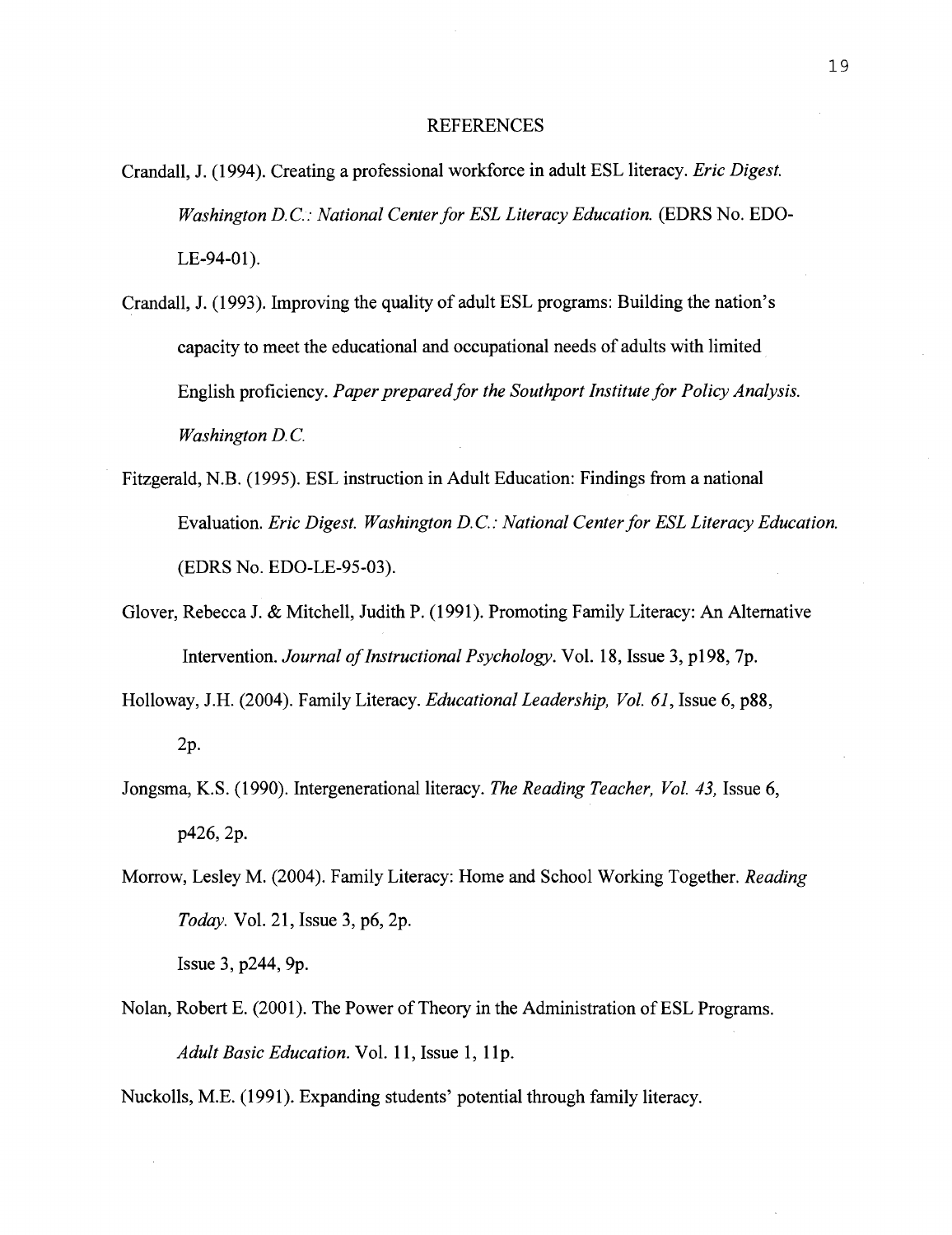## REFERENCES

Crandall, J. (1994). Creating a professional workforce in adult ESL literacy. *Eric Digest. Washington D.C.: National Center for ESL Literacy Education.* (EDRS No. EDO-LE-94-01).

Crandall, J. (1993). Improving the quality of adult ESL programs: Building the nation's capacity to meet the educational and occupational needs of adults with limited English proficiency. *Paper prepared for the Southport Institute for Policy Analysis. Washington D.C.*

Fitzgerald, N.B. (1995). ESL instruction in Adult Education: Findings from a national Evaluation. *Eric Digest. Washington D.C.: National Center for ESL Literacy Education.* (EDRS No. EDO-LE-95-03).

Glover, Rebecca J. & Mitchell, Judith P. (1991). Promoting Family Literacy: An Alternative Intervention. *Journal of Instructional Psychology.* Vol. 18, Issue 3, p198, 7p.

Holloway, J.H. (2004). Family Literacy. *Educational Leadership, Vol. 61*, Issue 6, p88, 2p.

Jongsma, K.S. (1990). Intergenerational literacy. *The Reading Teacher, Vol. 43,* Issue 6, p426, 2p.

Morrow, Lesley M. (2004). Family Literacy: Home and School Working Together. *Reading Today.* Vol. 21, Issue 3, p6, 2p.

Issue 3, p244, 9p.

Nolan, Robert E. (2001). The Power of Theory in the Administration of ESL Programs. *Adult Basic Education.* Vol. 11, Issue 1, 11p.

Nuckolls, M.E. (1991). Expanding students' potential through family literacy.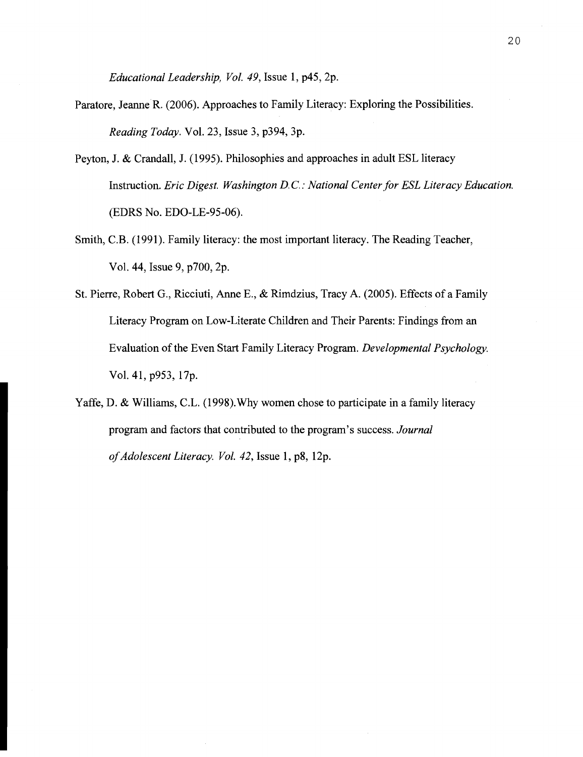*Educational Leadership, Vol. 49*, Issue 1, p45, 2p.

Paratore, Jeanne R. (2006). Approaches to Family Literacy: Exploring the Possibilities. *Reading Today*. Vol. 23, Issue 3, p394, 3p.

Peyton, J. & Crandall, J. (1995). Philosophies and approaches in adult ESL literacy Instruction. *Eric Digest. Washington D.C.: National Center for ESL Literacy Education.* (EDRS No. EDO-LE-95-06).

Smith, C.B. (1991). Family literacy: the most important literacy. The Reading Teacher, Vol. 44, Issue 9, p700, 2p.

St. Pierre, Robert G., Ricciuti, Anne E., & Rimdzius, Tracy A. (2005). Effects of a Family Literacy Program on Low-Literate Children and Their Parents: Findings from an Evaluation of the Even Start Family Literacy Program. *Developmental Psychology.* Vol. 41, p953, 17p.

Yaffe, D. & Williams, C.L. (1998).Why women chose to participate in a family literacy program and factors that contributed to the program's success. *Journal of Adolescent Literacy. Vol. 42*, Issue 1, p8, 12p.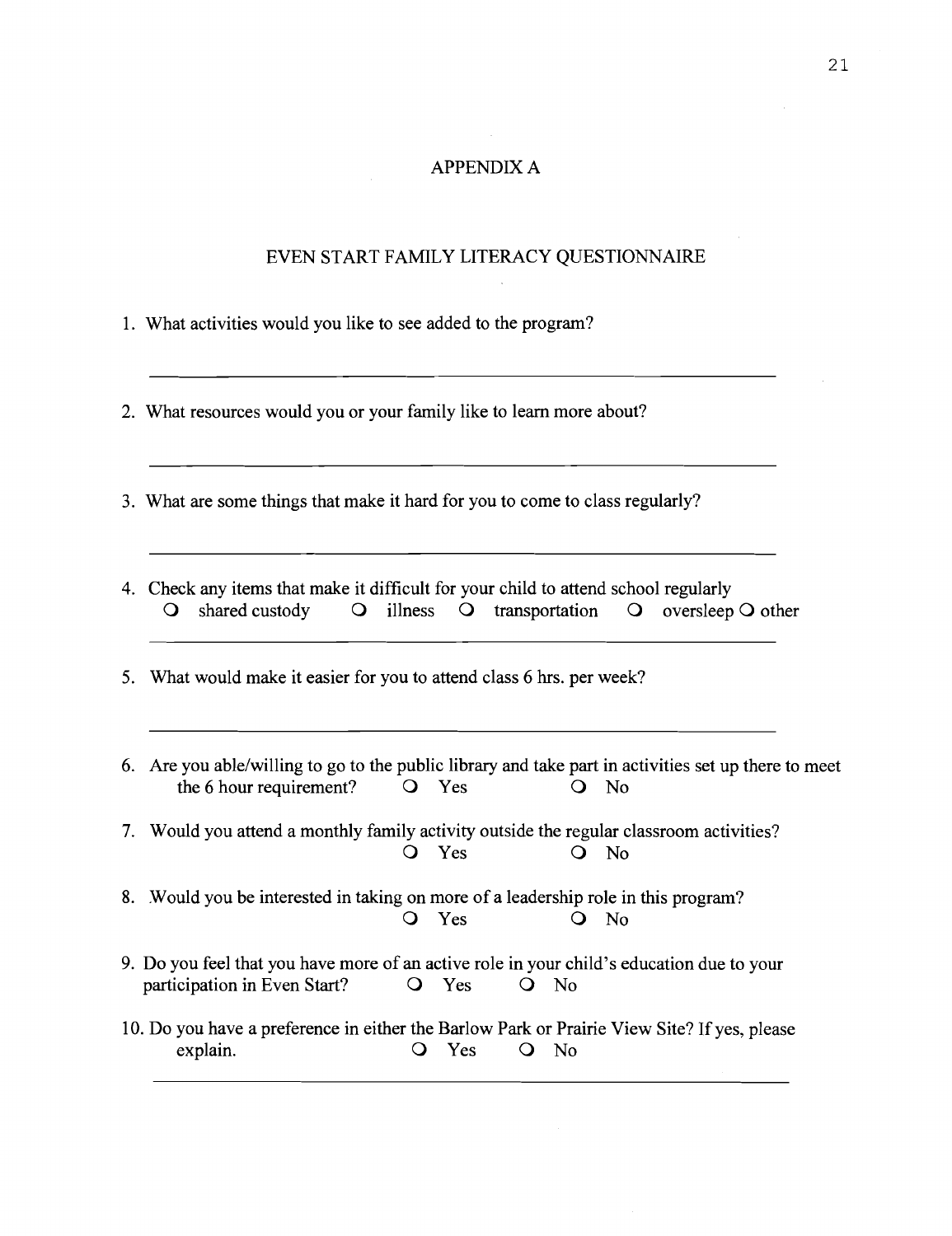# APPENDIX A

## EVEN START FAMILY LITERACY QUESTIONNAIRE

1. What activities would you like to see added to the program?

   ______________________________________________

2. What resources would you or your family like to learn more about?

   ______________________________________________

3. What are some things that make it hard for you to come to class regularly?

   ______________________________________________

4. Check any items that make it difficult for your child to attend school regularly
   ○ shared custody ○ illness ○ transportation ○ oversleep ○ other

   ______________________________________________

5. What would make it easier for you to attend class 6 hrs. per week?

   ______________________________________________

6. Are you able/willing to go to the public library and take part in activities set up there to meet the 6 hour requirement? ○ Yes ○ No

7. Would you attend a monthly family activity outside the regular classroom activities?
   ○ Yes ○ No

8. Would you be interested in taking on more of a leadership role in this program?
   ○ Yes ○ No

9. Do you feel that you have more of an active role in your child's education due to your participation in Even Start? ○ Yes ○ No

10. Do you have a preference in either the Barlow Park or Prairie View Site? If yes, please explain. ○ Yes ○ No

    ______________________________________________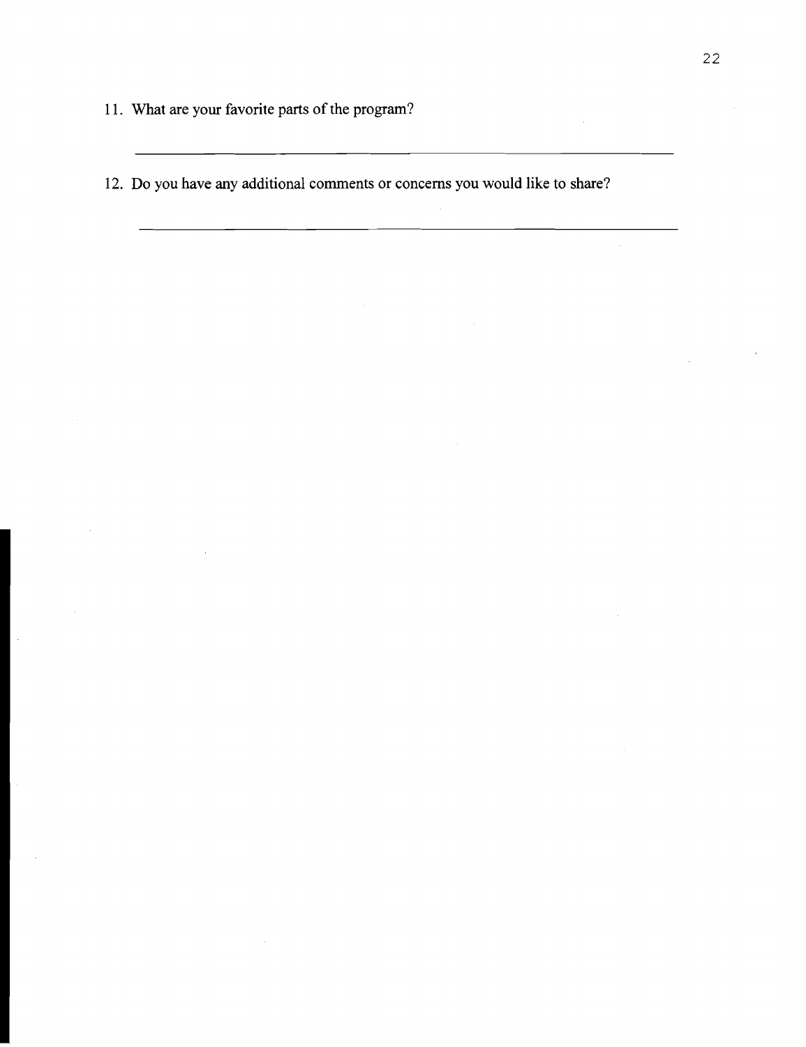11. What are your favorite parts of the program?

_______________________________________________

12. Do you have any additional comments or concerns you would like to share?

_______________________________________________